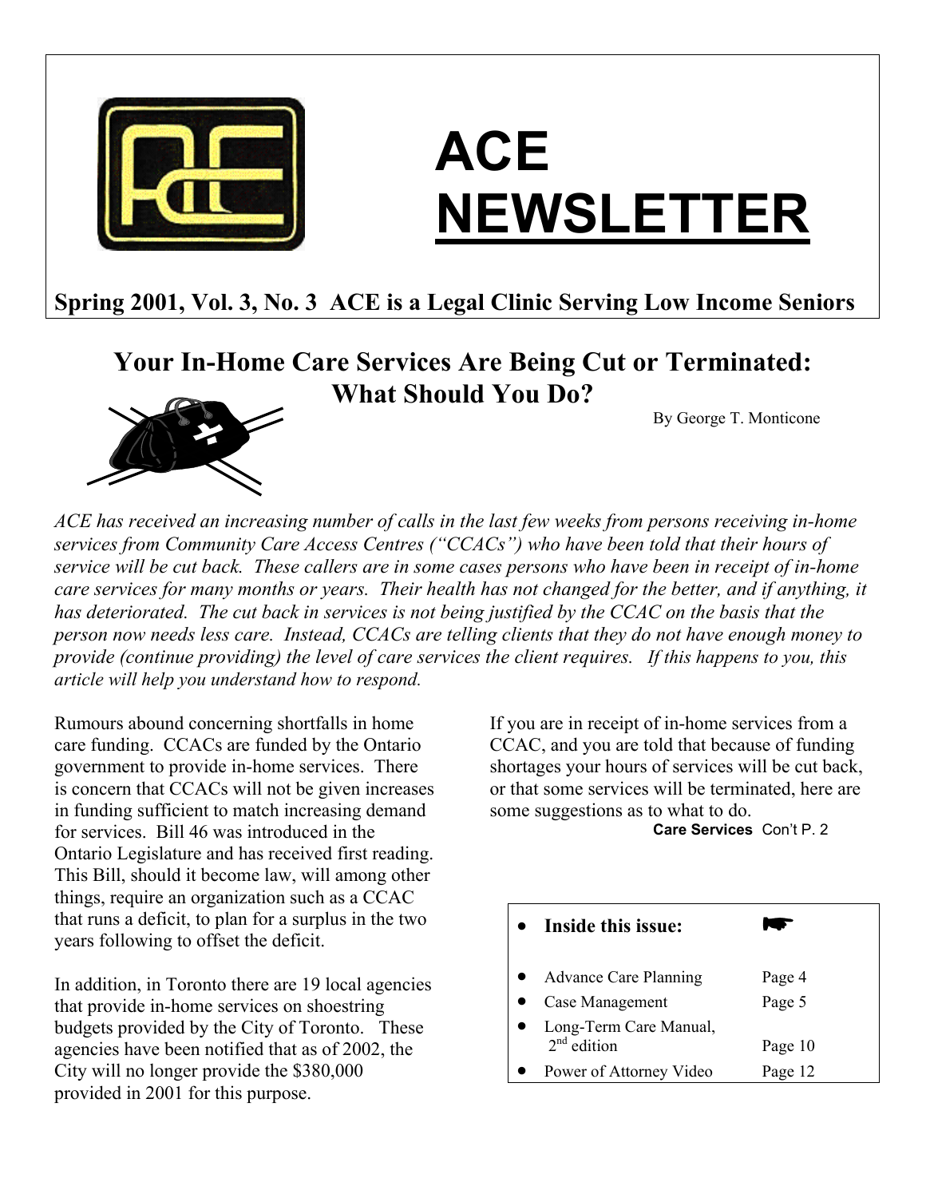# ACE NEWSLETTER

**Spring 2001, Vol. 3, No. 3 ACE is a Legal Clinic Serving Low Income Seniors**

## Your In-Home Care Services Are Being Cut or Terminated: What Should You Do?

By George T. Monticone

*ACE has received an increasing number of calls in the last few weeks from persons receiving in-home services from Community Care Access Centres ("CCACs") who have been told that their hours of service will be cut back. These callers are in some cases persons who have been in receipt of in-home care services for many months or years. Their health has not changed for the better, and if anything, it has deteriorated. The cut back in services is not being justified by the CCAC on the basis that the person now needs less care. Instead, CCACs are telling clients that they do not have enough money to provide (continue providing) the level of care services the client requires. If this happens to you, this article will help you understand how to respond.*

Rumours abound concerning shortfalls in home care funding. CCACs are funded by the Ontario government to provide in-home services. There is concern that CCACs will not be given increases in funding sufficient to match increasing demand for services. Bill 46 was introduced in the Ontario Legislature and has received first reading. This Bill, should it become law, will among other things, require an organization such as a CCAC that runs a deficit, to plan for a surplus in the two years following to offset the deficit.

In addition, in Toronto there are 19 local agencies that provide in-home services on shoestring budgets provided by the City of Toronto. These agencies have been notified that as of 2002, the City will no longer provide the $380,000 provided in 2001 for this purpose.

If you are in receipt of in-home services from a CCAC, and you are told that because of funding shortages your hours of services will be cut back, or that some services will be terminated, here are some suggestions as to what to do.

**Care Services** Con't P. 2

| Inside this issue: | ☛ |
|---|---|
| Advance Care Planning | Page 4 |
| Case Management | Page 5 |
| Long-Term Care Manual, 2nd edition | Page 10 |
| Power of Attorney Video | Page 12 |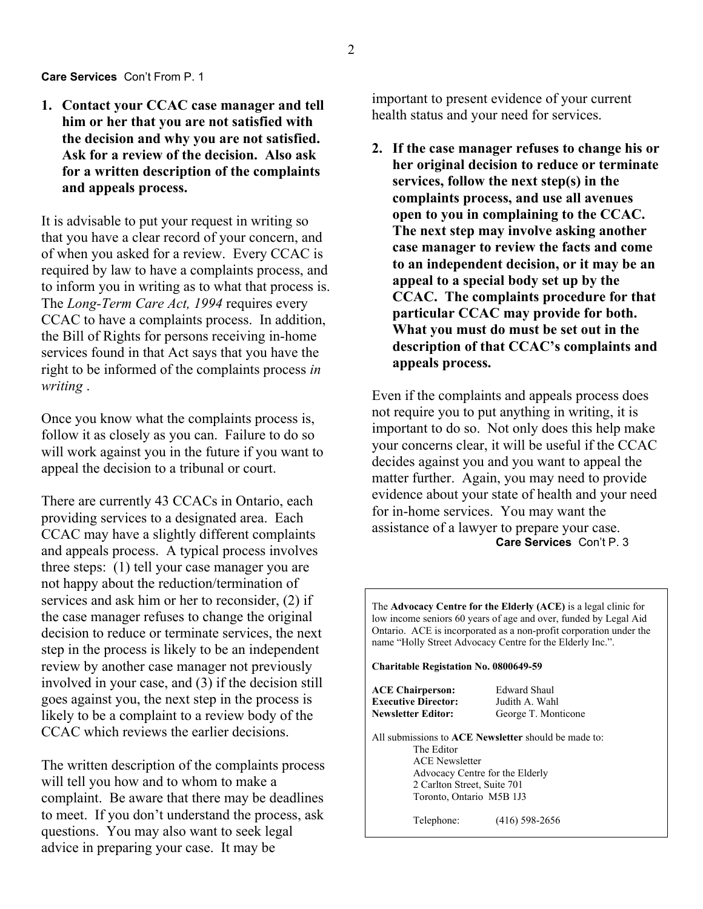**Care Services** Con't From P. 1

1. **Contact your CCAC case manager and tell him or her that you are not satisfied with the decision and why you are not satisfied. Ask for a review of the decision. Also ask for a written description of the complaints and appeals process.**

It is advisable to put your request in writing so that you have a clear record of your concern, and of when you asked for a review. Every CCAC is required by law to have a complaints process, and to inform you in writing as to what that process is. The *Long-Term Care Act, 1994* requires every CCAC to have a complaints process. In addition, the Bill of Rights for persons receiving in-home services found in that Act says that you have the right to be informed of the complaints process *in writing* .

Once you know what the complaints process is, follow it as closely as you can. Failure to do so will work against you in the future if you want to appeal the decision to a tribunal or court.

There are currently 43 CCACs in Ontario, each providing services to a designated area. Each CCAC may have a slightly different complaints and appeals process. A typical process involves three steps: (1) tell your case manager you are not happy about the reduction/termination of services and ask him or her to reconsider, (2) if the case manager refuses to change the original decision to reduce or terminate services, the next step in the process is likely to be an independent review by another case manager not previously involved in your case, and (3) if the decision still goes against you, the next step in the process is likely to be a complaint to a review body of the CCAC which reviews the earlier decisions.

The written description of the complaints process will tell you how and to whom to make a complaint. Be aware that there may be deadlines to meet. If you don't understand the process, ask questions. You may also want to seek legal advice in preparing your case. It may be important to present evidence of your current health status and your need for services.

2. **If the case manager refuses to change his or her original decision to reduce or terminate services, follow the next step(s) in the complaints process, and use all avenues open to you in complaining to the CCAC. The next step may involve asking another case manager to review the facts and come to an independent decision, or it may be an appeal to a special body set up by the CCAC. The complaints procedure for that particular CCAC may provide for both. What you must do must be set out in the description of that CCAC's complaints and appeals process.**

Even if the complaints and appeals process does not require you to put anything in writing, it is important to do so. Not only does this help make your concerns clear, it will be useful if the CCAC decides against you and you want to appeal the matter further. Again, you may need to provide evidence about your state of health and your need for in-home services. You may want the assistance of a lawyer to prepare your case.

**Care Services** Con't P. 3

---

The **Advocacy Centre for the Elderly (ACE)** is a legal clinic for low income seniors 60 years of age and over, funded by Legal Aid Ontario. ACE is incorporated as a non-profit corporation under the name "Holly Street Advocacy Centre for the Elderly Inc.".

**Charitable Registation No. 0800649-59**

**ACE Chairperson:** Edward Shaul
**Executive Director:** Judith A. Wahl
**Newsletter Editor:** George T. Monticone

All submissions to **ACE Newsletter** should be made to:

The Editor
ACE Newsletter
Advocacy Centre for the Elderly
2 Carlton Street, Suite 701
Toronto, Ontario M5B 1J3

Telephone: (416) 598-2656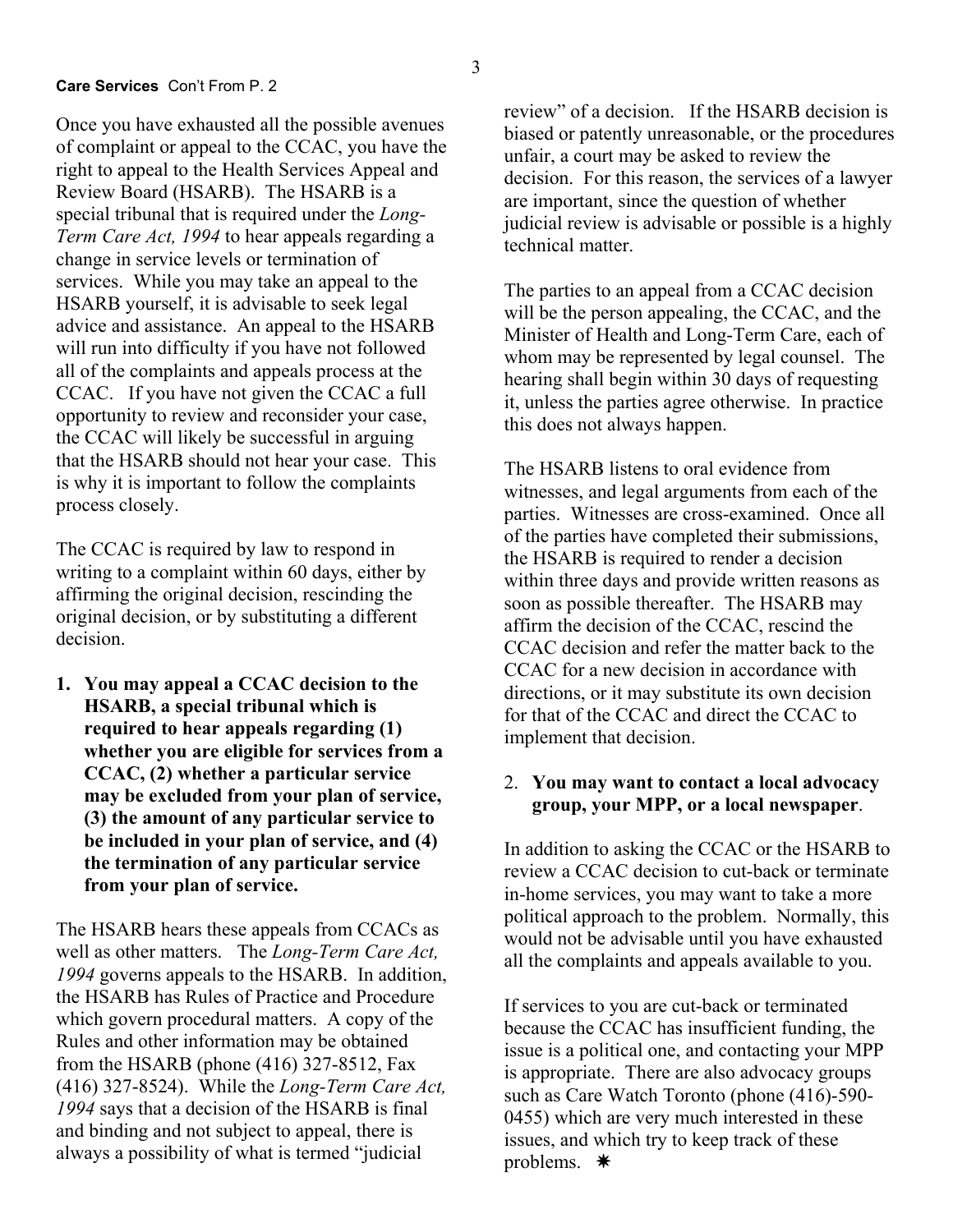**Care Services** Con't From P. 2

Once you have exhausted all the possible avenues of complaint or appeal to the CCAC, you have the right to appeal to the Health Services Appeal and Review Board (HSARB). The HSARB is a special tribunal that is required under the *Long-Term Care Act, 1994* to hear appeals regarding a change in service levels or termination of services. While you may take an appeal to the HSARB yourself, it is advisable to seek legal advice and assistance. An appeal to the HSARB will run into difficulty if you have not followed all of the complaints and appeals process at the CCAC. If you have not given the CCAC a full opportunity to review and reconsider your case, the CCAC will likely be successful in arguing that the HSARB should not hear your case. This is why it is important to follow the complaints process closely.

The CCAC is required by law to respond in writing to a complaint within 60 days, either by affirming the original decision, rescinding the original decision, or by substituting a different decision.

1. **You may appeal a CCAC decision to the HSARB, a special tribunal which is required to hear appeals regarding (1) whether you are eligible for services from a CCAC, (2) whether a particular service may be excluded from your plan of service, (3) the amount of any particular service to be included in your plan of service, and (4) the termination of any particular service from your plan of service.**

The HSARB hears these appeals from CCACs as well as other matters. The *Long-Term Care Act, 1994* governs appeals to the HSARB. In addition, the HSARB has Rules of Practice and Procedure which govern procedural matters. A copy of the Rules and other information may be obtained from the HSARB (phone (416) 327-8512, Fax (416) 327-8524). While the *Long-Term Care Act, 1994* says that a decision of the HSARB is final and binding and not subject to appeal, there is always a possibility of what is termed "judicial review" of a decision. If the HSARB decision is biased or patently unreasonable, or the procedures unfair, a court may be asked to review the decision. For this reason, the services of a lawyer are important, since the question of whether judicial review is advisable or possible is a highly technical matter.

The parties to an appeal from a CCAC decision will be the person appealing, the CCAC, and the Minister of Health and Long-Term Care, each of whom may be represented by legal counsel. The hearing shall begin within 30 days of requesting it, unless the parties agree otherwise. In practice this does not always happen.

The HSARB listens to oral evidence from witnesses, and legal arguments from each of the parties. Witnesses are cross-examined. Once all of the parties have completed their submissions, the HSARB is required to render a decision within three days and provide written reasons as soon as possible thereafter. The HSARB may affirm the decision of the CCAC, rescind the CCAC decision and refer the matter back to the CCAC for a new decision in accordance with directions, or it may substitute its own decision for that of the CCAC and direct the CCAC to implement that decision.

2. **You may want to contact a local advocacy group, your MPP, or a local newspaper**.

In addition to asking the CCAC or the HSARB to review a CCAC decision to cut-back or terminate in-home services, you may want to take a more political approach to the problem. Normally, this would not be advisable until you have exhausted all the complaints and appeals available to you.

If services to you are cut-back or terminated because the CCAC has insufficient funding, the issue is a political one, and contacting your MPP is appropriate. There are also advocacy groups such as Care Watch Toronto (phone (416)-590-0455) which are very much interested in these issues, and which try to keep track of these problems. ✷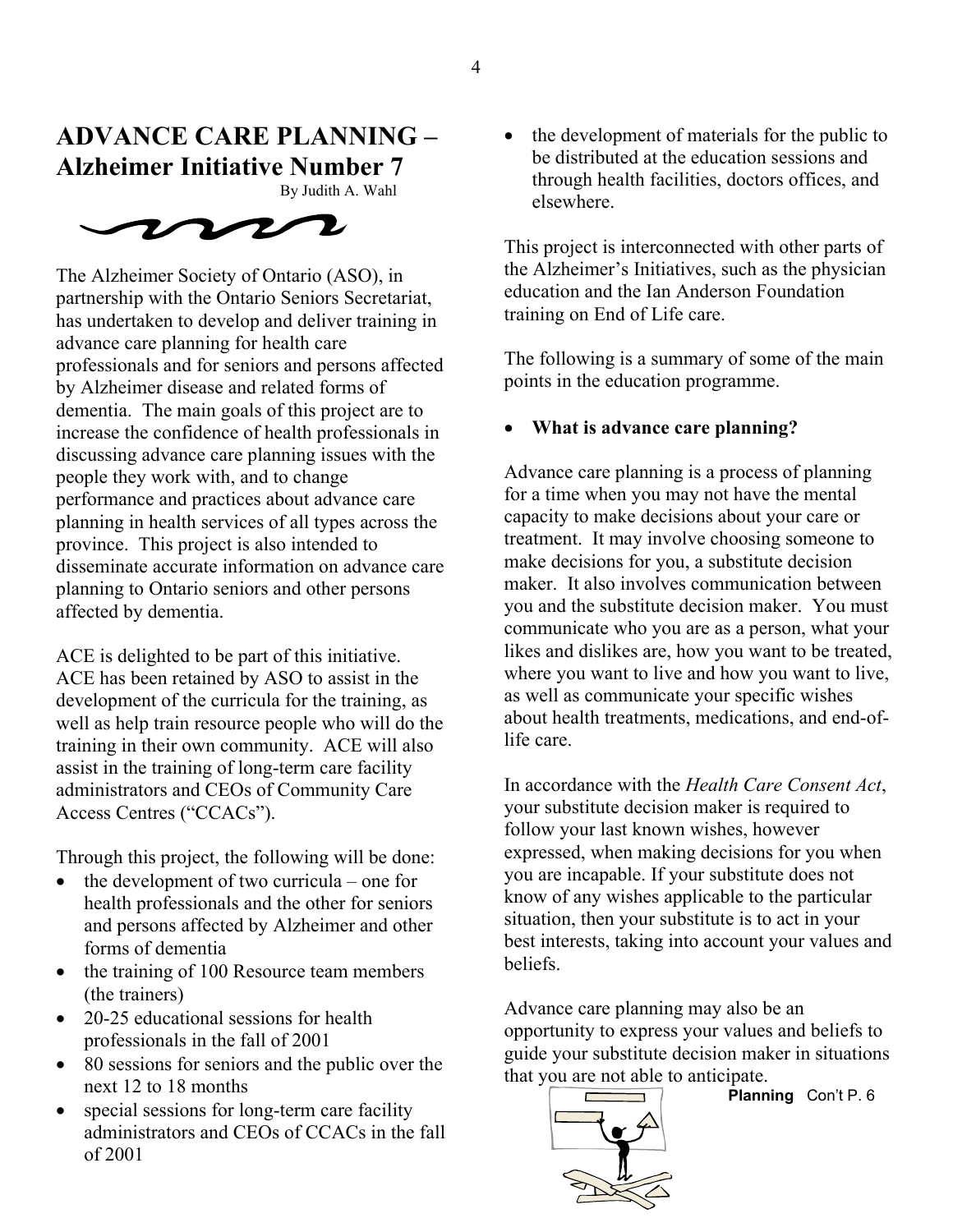# ADVANCE CARE PLANNING – Alzheimer Initiative Number 7

By Judith A. Wahl

The Alzheimer Society of Ontario (ASO), in partnership with the Ontario Seniors Secretariat, has undertaken to develop and deliver training in advance care planning for health care professionals and for seniors and persons affected by Alzheimer disease and related forms of dementia. The main goals of this project are to increase the confidence of health professionals in discussing advance care planning issues with the people they work with, and to change performance and practices about advance care planning in health services of all types across the province. This project is also intended to disseminate accurate information on advance care planning to Ontario seniors and other persons affected by dementia.

ACE is delighted to be part of this initiative. ACE has been retained by ASO to assist in the development of the curricula for the training, as well as help train resource people who will do the training in their own community. ACE will also assist in the training of long-term care facility administrators and CEOs of Community Care Access Centres ("CCACs").

Through this project, the following will be done:

- the development of two curricula – one for health professionals and the other for seniors and persons affected by Alzheimer and other forms of dementia
- the training of 100 Resource team members (the trainers)
- 20-25 educational sessions for health professionals in the fall of 2001
- 80 sessions for seniors and the public over the next 12 to 18 months
- special sessions for long-term care facility administrators and CEOs of CCACs in the fall of 2001
- the development of materials for the public to be distributed at the education sessions and through health facilities, doctors offices, and elsewhere.

This project is interconnected with other parts of the Alzheimer's Initiatives, such as the physician education and the Ian Anderson Foundation training on End of Life care.

The following is a summary of some of the main points in the education programme.

- **What is advance care planning?**

Advance care planning is a process of planning for a time when you may not have the mental capacity to make decisions about your care or treatment. It may involve choosing someone to make decisions for you, a substitute decision maker. It also involves communication between you and the substitute decision maker. You must communicate who you are as a person, what your likes and dislikes are, how you want to be treated, where you want to live and how you want to live, as well as communicate your specific wishes about health treatments, medications, and end-of-life care.

In accordance with the *Health Care Consent Act*, your substitute decision maker is required to follow your last known wishes, however expressed, when making decisions for you when you are incapable. If your substitute does not know of any wishes applicable to the particular situation, then your substitute is to act in your best interests, taking into account your values and beliefs.

Advance care planning may also be an opportunity to express your values and beliefs to guide your substitute decision maker in situations that you are not able to anticipate.

**Planning** Con't P. 6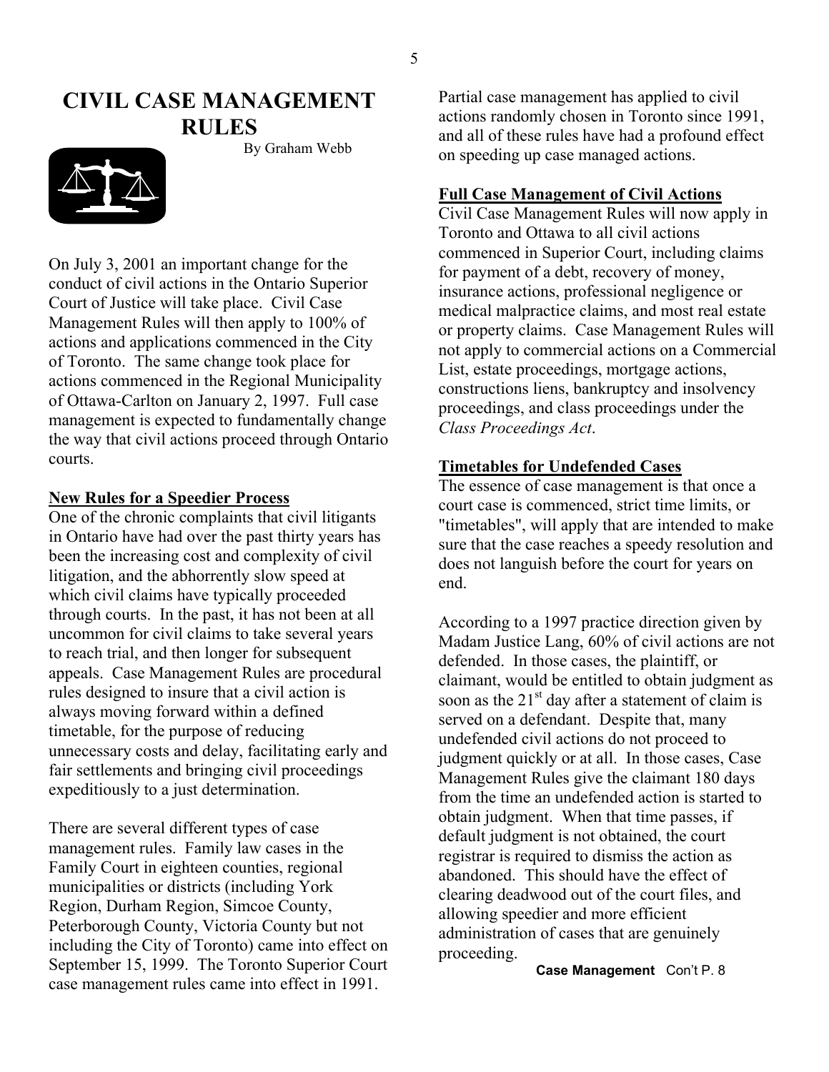# CIVIL CASE MANAGEMENT RULES

By Graham Webb

On July 3, 2001 an important change for the conduct of civil actions in the Ontario Superior Court of Justice will take place. Civil Case Management Rules will then apply to 100% of actions and applications commenced in the City of Toronto. The same change took place for actions commenced in the Regional Municipality of Ottawa-Carlton on January 2, 1997. Full case management is expected to fundamentally change the way that civil actions proceed through Ontario courts.

## New Rules for a Speedier Process

One of the chronic complaints that civil litigants in Ontario have had over the past thirty years has been the increasing cost and complexity of civil litigation, and the abhorrently slow speed at which civil claims have typically proceeded through courts. In the past, it has not been at all uncommon for civil claims to take several years to reach trial, and then longer for subsequent appeals. Case Management Rules are procedural rules designed to insure that a civil action is always moving forward within a defined timetable, for the purpose of reducing unnecessary costs and delay, facilitating early and fair settlements and bringing civil proceedings expeditiously to a just determination.

There are several different types of case management rules. Family law cases in the Family Court in eighteen counties, regional municipalities or districts (including York Region, Durham Region, Simcoe County, Peterborough County, Victoria County but not including the City of Toronto) came into effect on September 15, 1999. The Toronto Superior Court case management rules came into effect in 1991. Partial case management has applied to civil actions randomly chosen in Toronto since 1991, and all of these rules have had a profound effect on speeding up case managed actions.

## Full Case Management of Civil Actions

Civil Case Management Rules will now apply in Toronto and Ottawa to all civil actions commenced in Superior Court, including claims for payment of a debt, recovery of money, insurance actions, professional negligence or medical malpractice claims, and most real estate or property claims. Case Management Rules will not apply to commercial actions on a Commercial List, estate proceedings, mortgage actions, constructions liens, bankruptcy and insolvency proceedings, and class proceedings under the *Class Proceedings Act*.

## Timetables for Undefended Cases

The essence of case management is that once a court case is commenced, strict time limits, or "timetables", will apply that are intended to make sure that the case reaches a speedy resolution and does not languish before the court for years on end.

According to a 1997 practice direction given by Madam Justice Lang, 60% of civil actions are not defended. In those cases, the plaintiff, or claimant, would be entitled to obtain judgment as soon as the 21st day after a statement of claim is served on a defendant. Despite that, many undefended civil actions do not proceed to judgment quickly or at all. In those cases, Case Management Rules give the claimant 180 days from the time an undefended action is started to obtain judgment. When that time passes, if default judgment is not obtained, the court registrar is required to dismiss the action as abandoned. This should have the effect of clearing deadwood out of the court files, and allowing speedier and more efficient administration of cases that are genuinely proceeding.

**Case Management** Con't P. 8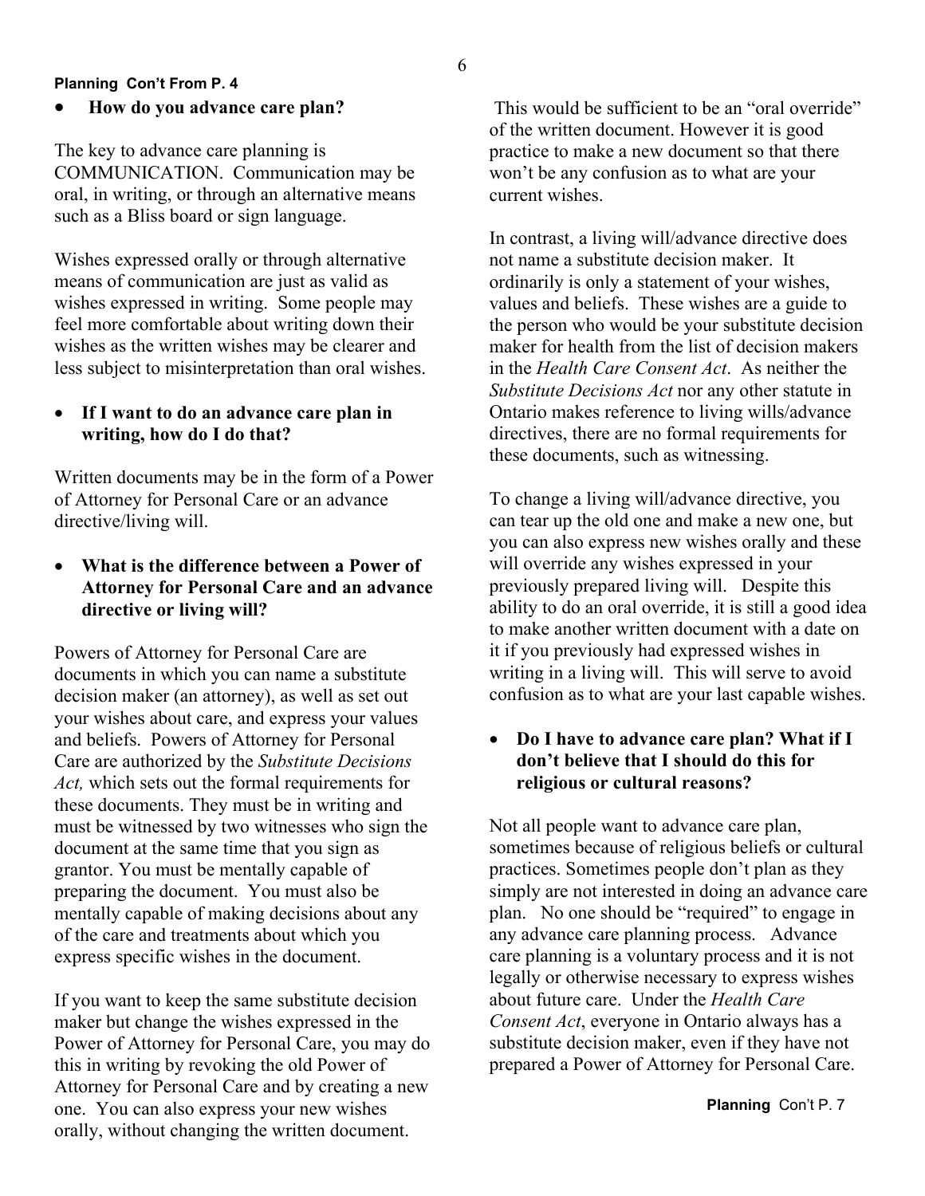**Planning Con't From P. 4**

- **How do you advance care plan?**

The key to advance care planning is COMMUNICATION. Communication may be oral, in writing, or through an alternative means such as a Bliss board or sign language.

Wishes expressed orally or through alternative means of communication are just as valid as wishes expressed in writing. Some people may feel more comfortable about writing down their wishes as the written wishes may be clearer and less subject to misinterpretation than oral wishes.

- **If I want to do an advance care plan in writing, how do I do that?**

Written documents may be in the form of a Power of Attorney for Personal Care or an advance directive/living will.

- **What is the difference between a Power of Attorney for Personal Care and an advance directive or living will?**

Powers of Attorney for Personal Care are documents in which you can name a substitute decision maker (an attorney), as well as set out your wishes about care, and express your values and beliefs. Powers of Attorney for Personal Care are authorized by the *Substitute Decisions Act,* which sets out the formal requirements for these documents. They must be in writing and must be witnessed by two witnesses who sign the document at the same time that you sign as grantor. You must be mentally capable of preparing the document. You must also be mentally capable of making decisions about any of the care and treatments about which you express specific wishes in the document.

If you want to keep the same substitute decision maker but change the wishes expressed in the Power of Attorney for Personal Care, you may do this in writing by revoking the old Power of Attorney for Personal Care and by creating a new one. You can also express your new wishes orally, without changing the written document. This would be sufficient to be an "oral override" of the written document. However it is good practice to make a new document so that there won't be any confusion as to what are your current wishes.

In contrast, a living will/advance directive does not name a substitute decision maker. It ordinarily is only a statement of your wishes, values and beliefs. These wishes are a guide to the person who would be your substitute decision maker for health from the list of decision makers in the *Health Care Consent Act*. As neither the *Substitute Decisions Act* nor any other statute in Ontario makes reference to living wills/advance directives, there are no formal requirements for these documents, such as witnessing.

To change a living will/advance directive, you can tear up the old one and make a new one, but you can also express new wishes orally and these will override any wishes expressed in your previously prepared living will. Despite this ability to do an oral override, it is still a good idea to make another written document with a date on it if you previously had expressed wishes in writing in a living will. This will serve to avoid confusion as to what are your last capable wishes.

- **Do I have to advance care plan? What if I don't believe that I should do this for religious or cultural reasons?**

Not all people want to advance care plan, sometimes because of religious beliefs or cultural practices. Sometimes people don't plan as they simply are not interested in doing an advance care plan. No one should be "required" to engage in any advance care planning process. Advance care planning is a voluntary process and it is not legally or otherwise necessary to express wishes about future care. Under the *Health Care Consent Act*, everyone in Ontario always has a substitute decision maker, even if they have not prepared a Power of Attorney for Personal Care.

**Planning** Con't P. 7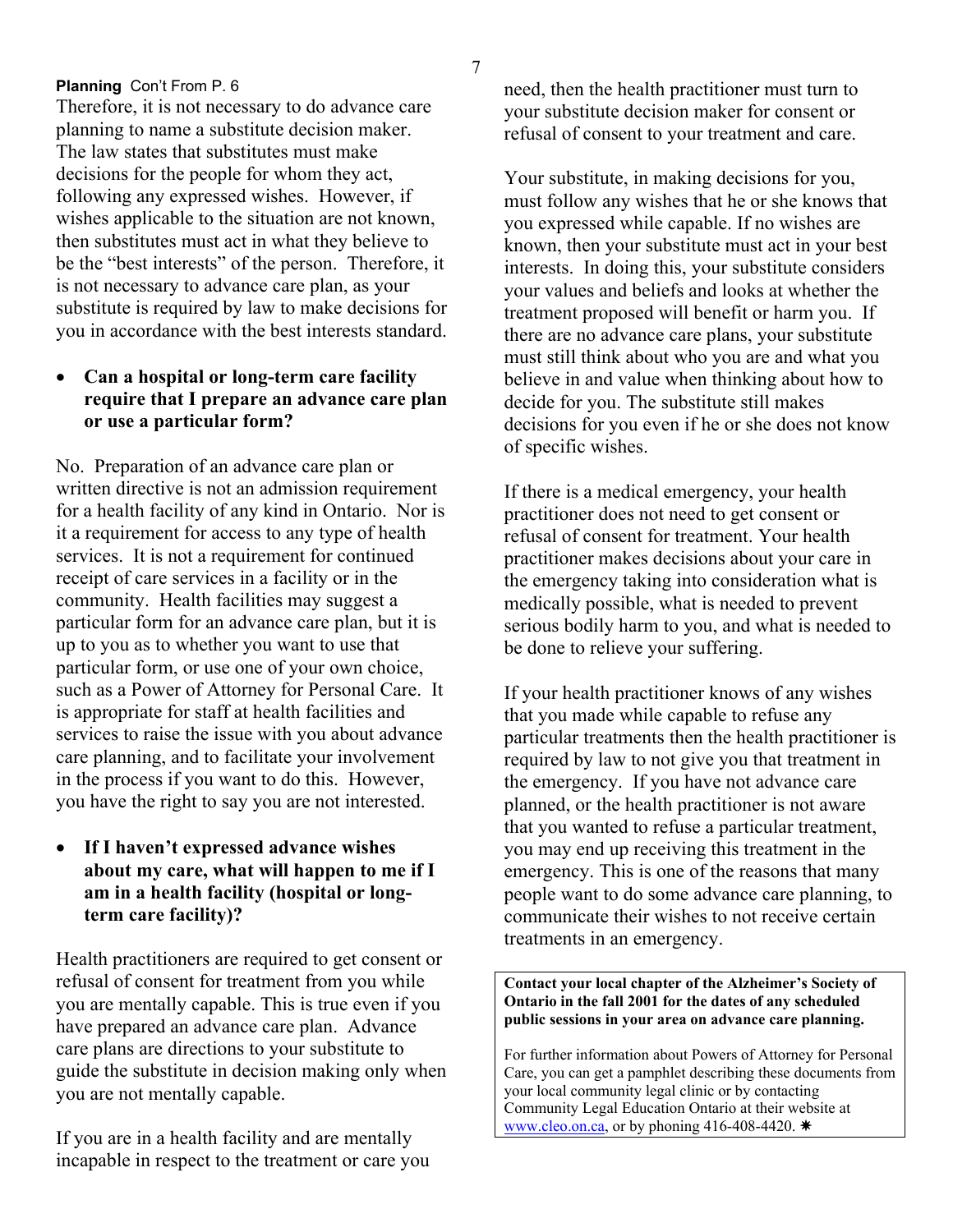**Planning** Con't From P. 6

Therefore, it is not necessary to do advance care planning to name a substitute decision maker. The law states that substitutes must make decisions for the people for whom they act, following any expressed wishes. However, if wishes applicable to the situation are not known, then substitutes must act in what they believe to be the "best interests" of the person. Therefore, it is not necessary to advance care plan, as your substitute is required by law to make decisions for you in accordance with the best interests standard.

- **Can a hospital or long-term care facility require that I prepare an advance care plan or use a particular form?**

No. Preparation of an advance care plan or written directive is not an admission requirement for a health facility of any kind in Ontario. Nor is it a requirement for access to any type of health services. It is not a requirement for continued receipt of care services in a facility or in the community. Health facilities may suggest a particular form for an advance care plan, but it is up to you as to whether you want to use that particular form, or use one of your own choice, such as a Power of Attorney for Personal Care. It is appropriate for staff at health facilities and services to raise the issue with you about advance care planning, and to facilitate your involvement in the process if you want to do this. However, you have the right to say you are not interested.

- **If I haven't expressed advance wishes about my care, what will happen to me if I am in a health facility (hospital or long-term care facility)?**

Health practitioners are required to get consent or refusal of consent for treatment from you while you are mentally capable. This is true even if you have prepared an advance care plan. Advance care plans are directions to your substitute to guide the substitute in decision making only when you are not mentally capable.

If you are in a health facility and are mentally incapable in respect to the treatment or care you need, then the health practitioner must turn to your substitute decision maker for consent or refusal of consent to your treatment and care.

Your substitute, in making decisions for you, must follow any wishes that he or she knows that you expressed while capable. If no wishes are known, then your substitute must act in your best interests. In doing this, your substitute considers your values and beliefs and looks at whether the treatment proposed will benefit or harm you. If there are no advance care plans, your substitute must still think about who you are and what you believe in and value when thinking about how to decide for you. The substitute still makes decisions for you even if he or she does not know of specific wishes.

If there is a medical emergency, your health practitioner does not need to get consent or refusal of consent for treatment. Your health practitioner makes decisions about your care in the emergency taking into consideration what is medically possible, what is needed to prevent serious bodily harm to you, and what is needed to be done to relieve your suffering.

If your health practitioner knows of any wishes that you made while capable to refuse any particular treatments then the health practitioner is required by law to not give you that treatment in the emergency. If you have not advance care planned, or the health practitioner is not aware that you wanted to refuse a particular treatment, you may end up receiving this treatment in the emergency. This is one of the reasons that many people want to do some advance care planning, to communicate their wishes to not receive certain treatments in an emergency.

**Contact your local chapter of the Alzheimer's Society of Ontario in the fall 2001 for the dates of any scheduled public sessions in your area on advance care planning.**

For further information about Powers of Attorney for Personal Care, you can get a pamphlet describing these documents from your local community legal clinic or by contacting Community Legal Education Ontario at their website at www.cleo.on.ca, or by phoning 416-408-4420. ✷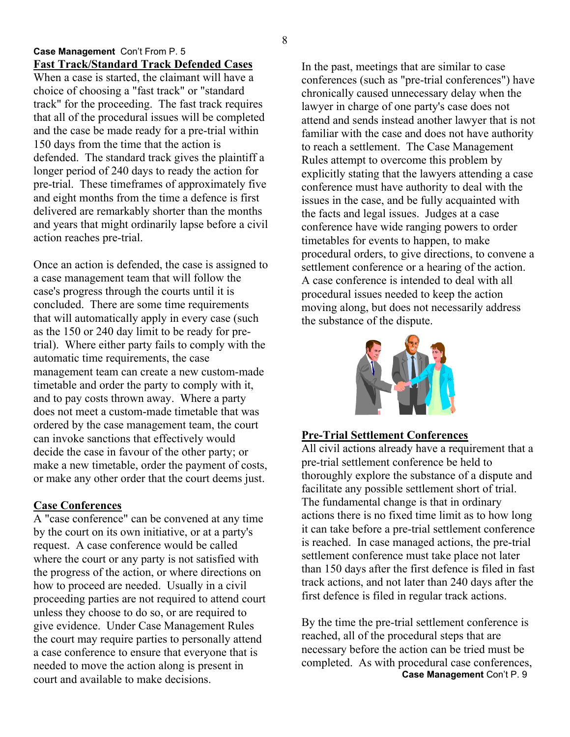**Case Management** Con't From P. 5

## Fast Track/Standard Track Defended Cases

When a case is started, the claimant will have a choice of choosing a "fast track" or "standard track" for the proceeding. The fast track requires that all of the procedural issues will be completed and the case be made ready for a pre-trial within 150 days from the time that the action is defended. The standard track gives the plaintiff a longer period of 240 days to ready the action for pre-trial. These timeframes of approximately five and eight months from the time a defence is first delivered are remarkably shorter than the months and years that might ordinarily lapse before a civil action reaches pre-trial.

Once an action is defended, the case is assigned to a case management team that will follow the case's progress through the courts until it is concluded. There are some time requirements that will automatically apply in every case (such as the 150 or 240 day limit to be ready for pre-trial). Where either party fails to comply with the automatic time requirements, the case management team can create a new custom-made timetable and order the party to comply with it, and to pay costs thrown away. Where a party does not meet a custom-made timetable that was ordered by the case management team, the court can invoke sanctions that effectively would decide the case in favour of the other party; or make a new timetable, order the payment of costs, or make any other order that the court deems just.

## Case Conferences

A "case conference" can be convened at any time by the court on its own initiative, or at a party's request. A case conference would be called where the court or any party is not satisfied with the progress of the action, or where directions on how to proceed are needed. Usually in a civil proceeding parties are not required to attend court unless they choose to do so, or are required to give evidence. Under Case Management Rules the court may require parties to personally attend a case conference to ensure that everyone that is needed to move the action along is present in court and available to make decisions.

In the past, meetings that are similar to case conferences (such as "pre-trial conferences") have chronically caused unnecessary delay when the lawyer in charge of one party's case does not attend and sends instead another lawyer that is not familiar with the case and does not have authority to reach a settlement. The Case Management Rules attempt to overcome this problem by explicitly stating that the lawyers attending a case conference must have authority to deal with the issues in the case, and be fully acquainted with the facts and legal issues. Judges at a case conference have wide ranging powers to order timetables for events to happen, to make procedural orders, to give directions, to convene a settlement conference or a hearing of the action. A case conference is intended to deal with all procedural issues needed to keep the action moving along, but does not necessarily address the substance of the dispute.

## Pre-Trial Settlement Conferences

All civil actions already have a requirement that a pre-trial settlement conference be held to thoroughly explore the substance of a dispute and facilitate any possible settlement short of trial. The fundamental change is that in ordinary actions there is no fixed time limit as to how long it can take before a pre-trial settlement conference is reached. In case managed actions, the pre-trial settlement conference must take place not later than 150 days after the first defence is filed in fast track actions, and not later than 240 days after the first defence is filed in regular track actions.

By the time the pre-trial settlement conference is reached, all of the procedural steps that are necessary before the action can be tried must be completed. As with procedural case conferences,

**Case Management** Con't P. 9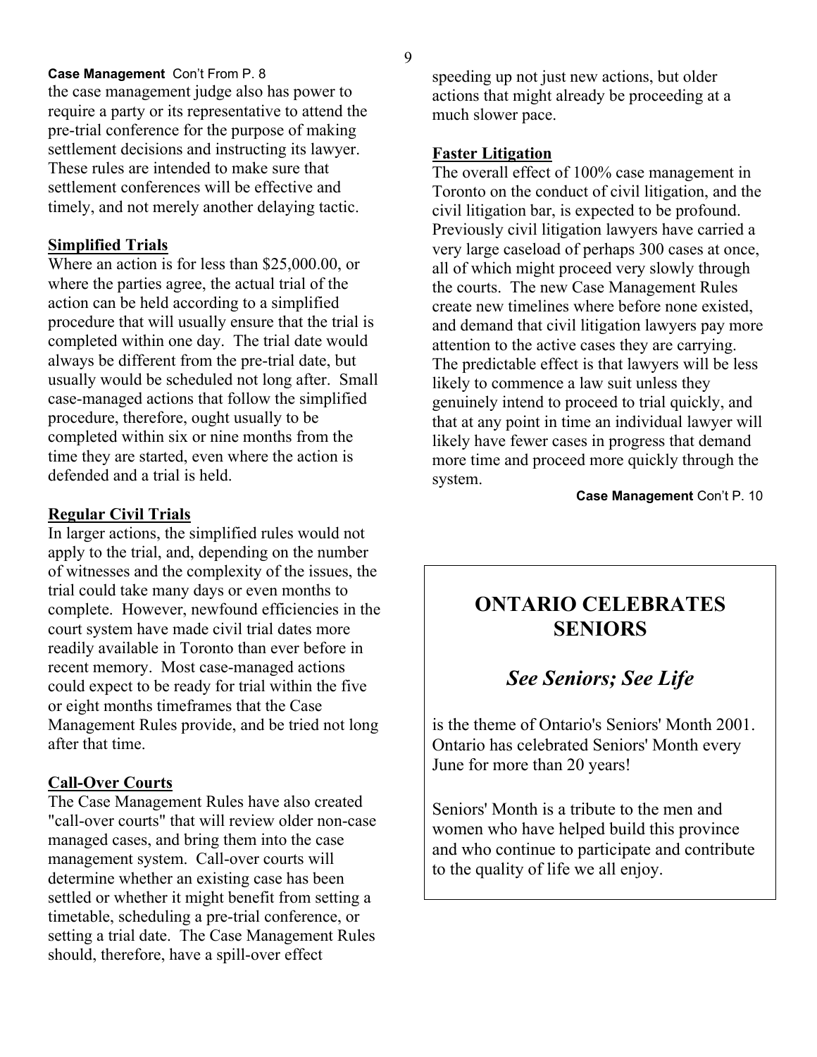**Case Management** Con't From P. 8

the case management judge also has power to require a party or its representative to attend the pre-trial conference for the purpose of making settlement decisions and instructing its lawyer. These rules are intended to make sure that settlement conferences will be effective and timely, and not merely another delaying tactic.

### Simplified Trials

Where an action is for less than $25,000.00, or where the parties agree, the actual trial of the action can be held according to a simplified procedure that will usually ensure that the trial is completed within one day. The trial date would always be different from the pre-trial date, but usually would be scheduled not long after. Small case-managed actions that follow the simplified procedure, therefore, ought usually to be completed within six or nine months from the time they are started, even where the action is defended and a trial is held.

### Regular Civil Trials

In larger actions, the simplified rules would not apply to the trial, and, depending on the number of witnesses and the complexity of the issues, the trial could take many days or even months to complete. However, newfound efficiencies in the court system have made civil trial dates more readily available in Toronto than ever before in recent memory. Most case-managed actions could expect to be ready for trial within the five or eight months timeframes that the Case Management Rules provide, and be tried not long after that time.

### Call-Over Courts

The Case Management Rules have also created "call-over courts" that will review older non-case managed cases, and bring them into the case management system. Call-over courts will determine whether an existing case has been settled or whether it might benefit from setting a timetable, scheduling a pre-trial conference, or setting a trial date. The Case Management Rules should, therefore, have a spill-over effect speeding up not just new actions, but older actions that might already be proceeding at a much slower pace.

### Faster Litigation

The overall effect of 100% case management in Toronto on the conduct of civil litigation, and the civil litigation bar, is expected to be profound. Previously civil litigation lawyers have carried a very large caseload of perhaps 300 cases at once, all of which might proceed very slowly through the courts. The new Case Management Rules create new timelines where before none existed, and demand that civil litigation lawyers pay more attention to the active cases they are carrying. The predictable effect is that lawyers will be less likely to commence a law suit unless they genuinely intend to proceed to trial quickly, and that at any point in time an individual lawyer will likely have fewer cases in progress that demand more time and proceed more quickly through the system.

**Case Management** Con't P. 10

## ONTARIO CELEBRATES SENIORS

### *See Seniors; See Life*

is the theme of Ontario's Seniors' Month 2001. Ontario has celebrated Seniors' Month every June for more than 20 years!

Seniors' Month is a tribute to the men and women who have helped build this province and who continue to participate and contribute to the quality of life we all enjoy.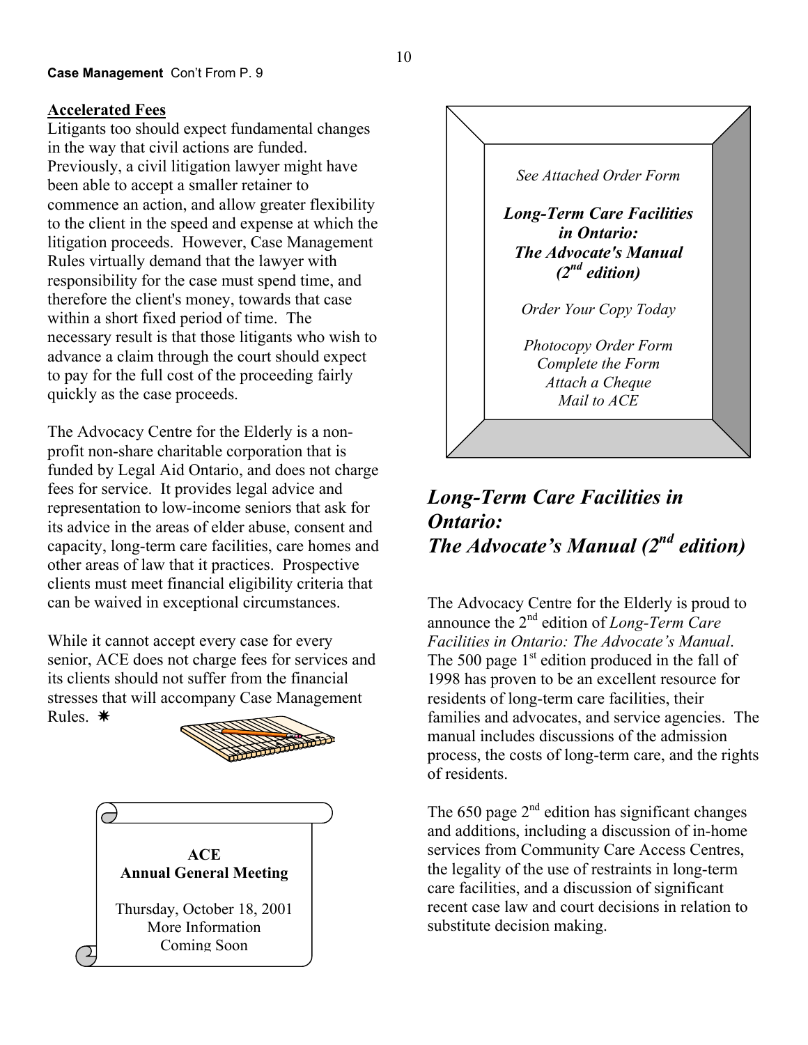**Case Management** Con't From P. 9

**Accelerated Fees**

Litigants too should expect fundamental changes in the way that civil actions are funded. Previously, a civil litigation lawyer might have been able to accept a smaller retainer to commence an action, and allow greater flexibility to the client in the speed and expense at which the litigation proceeds. However, Case Management Rules virtually demand that the lawyer with responsibility for the case must spend time, and therefore the client's money, towards that case within a short fixed period of time. The necessary result is that those litigants who wish to advance a claim through the court should expect to pay for the full cost of the proceeding fairly quickly as the case proceeds.

The Advocacy Centre for the Elderly is a non-profit non-share charitable corporation that is funded by Legal Aid Ontario, and does not charge fees for service. It provides legal advice and representation to low-income seniors that ask for its advice in the areas of elder abuse, consent and capacity, long-term care facilities, care homes and other areas of law that it practices. Prospective clients must meet financial eligibility criteria that can be waived in exceptional circumstances.

While it cannot accept every case for every senior, ACE does not charge fees for services and its clients should not suffer from the financial stresses that will accompany Case Management Rules. ✷

**ACE**
**Annual General Meeting**

Thursday, October 18, 2001
More Information
Coming Soon

*See Attached Order Form*

***Long-Term Care Facilities in Ontario: The Advocate's Manual (2nd edition)***

*Order Your Copy Today*

*Photocopy Order Form*
*Complete the Form*
*Attach a Cheque*
*Mail to ACE*

## *Long-Term Care Facilities in Ontario: The Advocate's Manual (2nd edition)*

The Advocacy Centre for the Elderly is proud to announce the 2nd edition of *Long-Term Care Facilities in Ontario: The Advocate's Manual*. The 500 page 1st edition produced in the fall of 1998 has proven to be an excellent resource for residents of long-term care facilities, their families and advocates, and service agencies. The manual includes discussions of the admission process, the costs of long-term care, and the rights of residents.

The 650 page 2nd edition has significant changes and additions, including a discussion of in-home services from Community Care Access Centres, the legality of the use of restraints in long-term care facilities, and a discussion of significant recent case law and court decisions in relation to substitute decision making.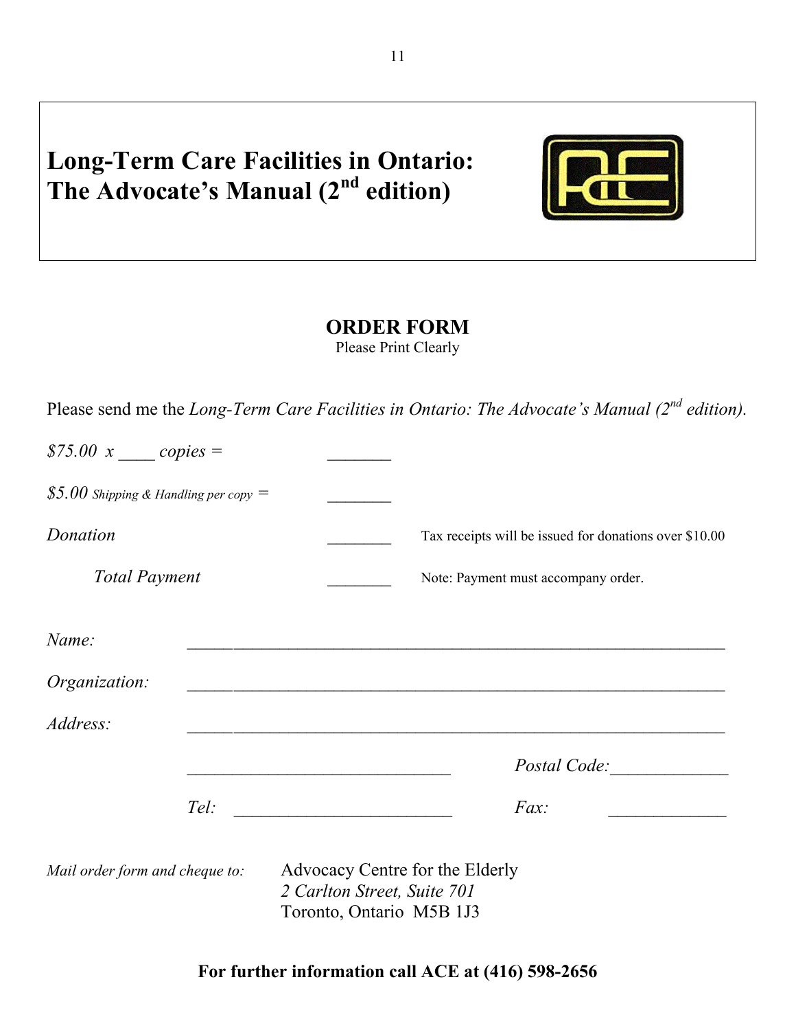# Long-Term Care Facilities in Ontario: The Advocate's Manual (2nd edition)

## ORDER FORM

Please Print Clearly

Please send me the *Long-Term Care Facilities in Ontario: The Advocate's Manual (2nd edition).*

| | | |
|---|---|---|
| *$75.00 x ____ copies =* | _______ | |
| *$5.00 Shipping & Handling per copy =* | _______ | |
| *Donation* | _______ | Tax receipts will be issued for donations over $10.00 |
| *Total Payment* | _______ | Note: Payment must accompany order. |

*Name:* ____________________________________________________________

*Organization:* ____________________________________________________________

*Address:* ____________________________________________________________

____________________________ *Postal Code:* ____________

*Tel:* ________________________ *Fax:* ____________

*Mail order form and cheque to:*

Advocacy Centre for the Elderly
*2 Carlton Street, Suite 701*
Toronto, Ontario M5B 1J3

**For further information call ACE at (416) 598-2656**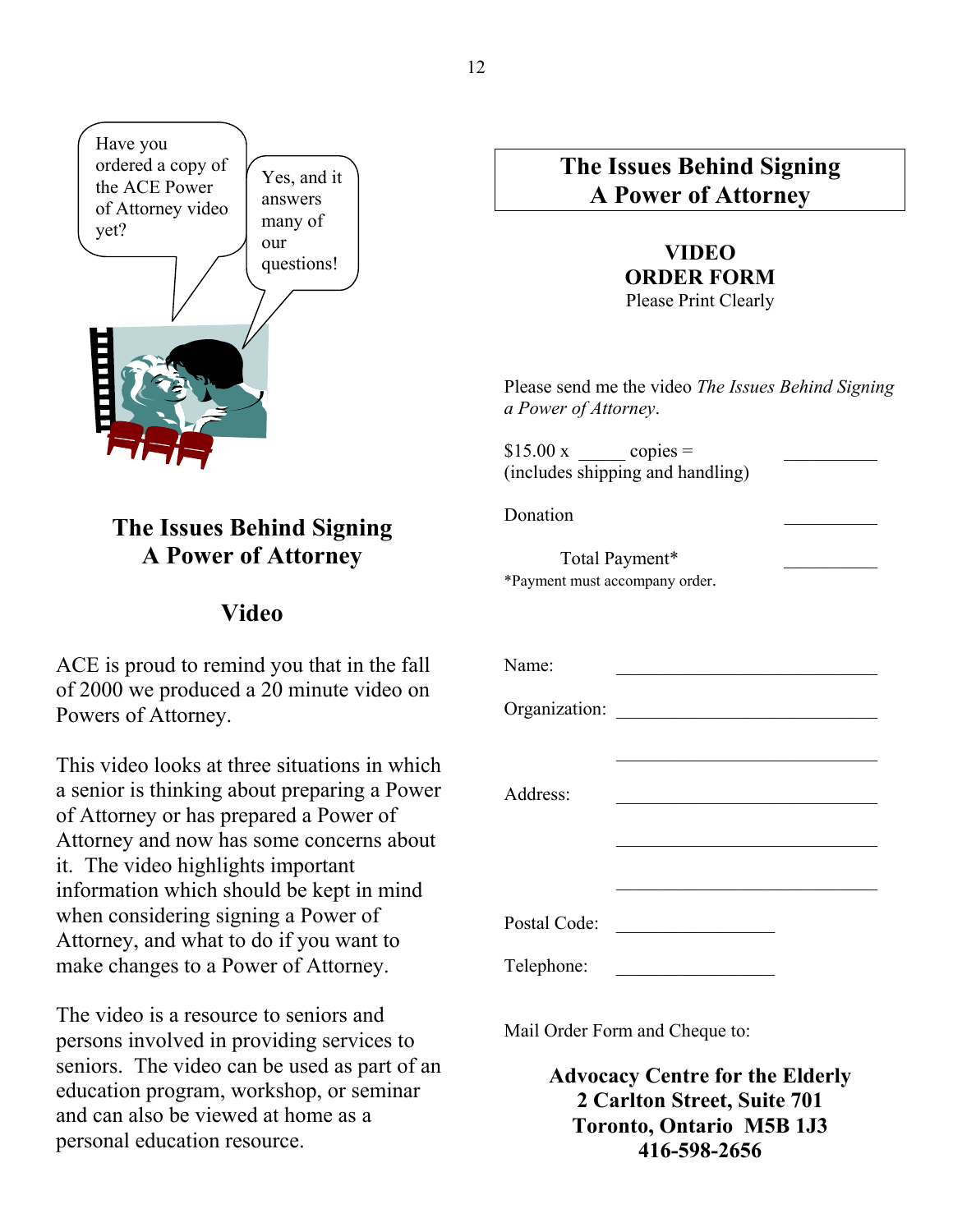Have you ordered a copy of the ACE Power of Attorney video yet?

Yes, and it answers many of our questions!

## The Issues Behind Signing A Power of Attorney

### Video

ACE is proud to remind you that in the fall of 2000 we produced a 20 minute video on Powers of Attorney.

This video looks at three situations in which a senior is thinking about preparing a Power of Attorney or has prepared a Power of Attorney and now has some concerns about it. The video highlights important information which should be kept in mind when considering signing a Power of Attorney, and what to do if you want to make changes to a Power of Attorney.

The video is a resource to seniors and persons involved in providing services to seniors. The video can be used as part of an education program, workshop, or seminar and can also be viewed at home as a personal education resource.

## The Issues Behind Signing A Power of Attorney

**VIDEO**
**ORDER FORM**
Please Print Clearly

Please send me the video *The Issues Behind Signing a Power of Attorney*.

$15.00 x _____ copies = __________
(includes shipping and handling)

Donation __________

Total Payment* __________
*Payment must accompany order.

Name: ____________________________

Organization: ____________________________

____________________________

Address: ____________________________

____________________________

____________________________

Postal Code: ________________

Telephone: ________________

Mail Order Form and Cheque to:

**Advocacy Centre for the Elderly**
**2 Carlton Street, Suite 701**
**Toronto, Ontario M5B 1J3**
**416-598-2656**